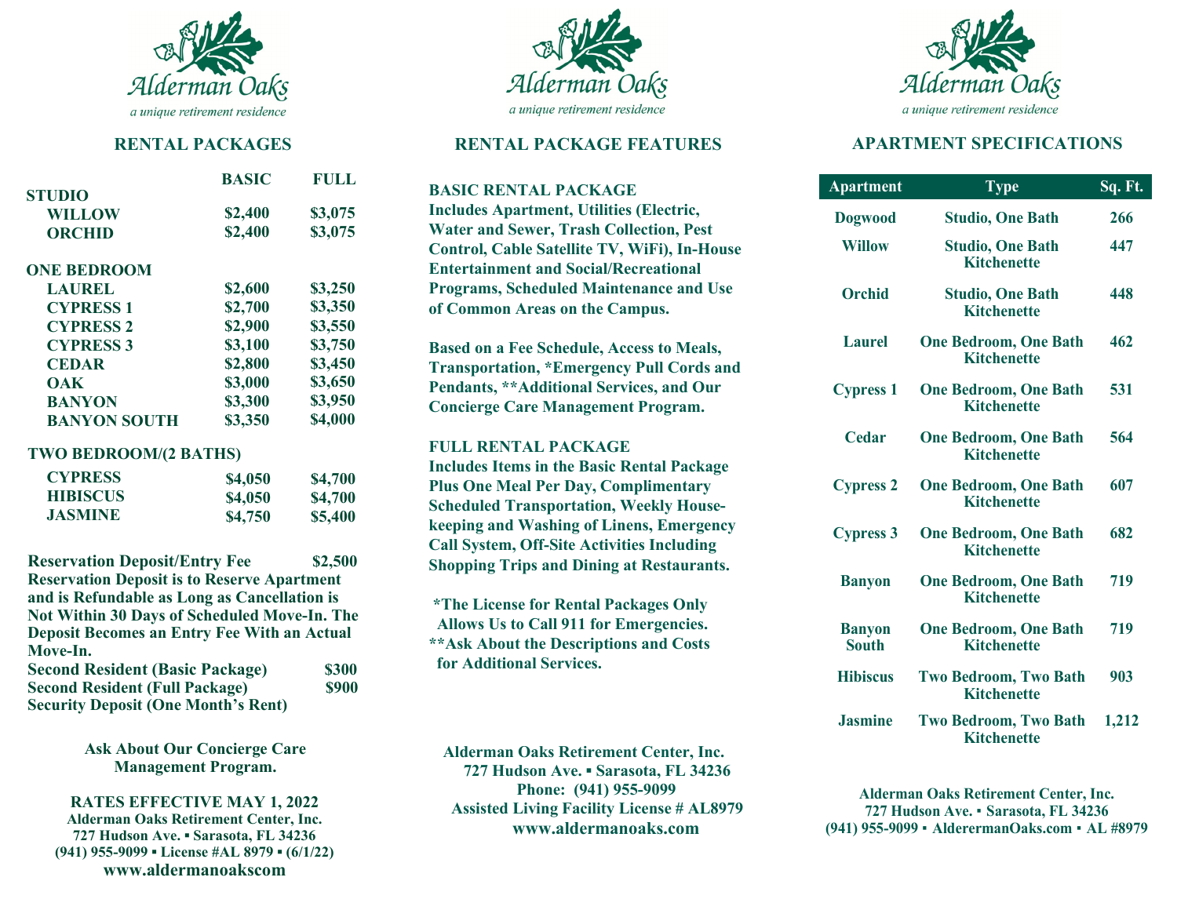# Alderman Oaks

*a unique retirement residence*

## RENTAL PACKAGES

| | BASIC | FULL |
|---|---|---|
| **STUDIO** | | |
| WILLOW | $2,400 | $3,075 |
| ORCHID | $2,400 | $3,075 |
| **ONE BEDROOM** | | |
| LAUREL | $2,600 | $3,250 |
| CYPRESS 1 | $2,700 | $3,350 |
| CYPRESS 2 | $2,900 | $3,550 |
| CYPRESS 3 | $3,100 | $3,750 |
| CEDAR | $2,800 | $3,450 |
| OAK | $3,000 | $3,650 |
| BANYON | $3,300 | $3,950 |
| BANYON SOUTH | $3,350 | $4,000 |
| **TWO BEDROOM/(2 BATHS)** | | |
| CYPRESS | $4,050 | $4,700 |
| HIBISCUS | $4,050 | $4,700 |
| JASMINE | $4,750 | $5,400 |

**Reservation Deposit/Entry Fee $2,500**

**Reservation Deposit is to Reserve Apartment and is Refundable as Long as Cancellation is Not Within 30 Days of Scheduled Move-In. The Deposit Becomes an Entry Fee With an Actual Move-In.**

**Second Resident (Basic Package) $300**

**Second Resident (Full Package) $900**

**Security Deposit (One Month's Rent)**

**Ask About Our Concierge Care Management Program.**

**RATES EFFECTIVE MAY 1, 2022**

Alderman Oaks Retirement Center, Inc.
727 Hudson Ave. ▪ Sarasota, FL 34236
(941) 955-9099 ▪ License #AL 8979 ▪ (6/1/22)
www.aldermanoakscom

## RENTAL PACKAGE FEATURES

**BASIC RENTAL PACKAGE**

**Includes Apartment, Utilities (Electric, Water and Sewer, Trash Collection, Pest Control, Cable Satellite TV, WiFi), In-House Entertainment and Social/Recreational Programs, Scheduled Maintenance and Use of Common Areas on the Campus.**

**Based on a Fee Schedule, Access to Meals, Transportation, *Emergency Pull Cords and Pendants, **Additional Services, and Our Concierge Care Management Program.**

**FULL RENTAL PACKAGE**

**Includes Items in the Basic Rental Package Plus One Meal Per Day, Complimentary Scheduled Transportation, Weekly House-keeping and Washing of Linens, Emergency Call System, Off-Site Activities Including Shopping Trips and Dining at Restaurants.**

**\*The License for Rental Packages Only Allows Us to Call 911 for Emergencies.**

**\*\*Ask About the Descriptions and Costs for Additional Services.**

Alderman Oaks Retirement Center, Inc.
727 Hudson Ave. ▪ Sarasota, FL 34236
Phone: (941) 955-9099
Assisted Living Facility License # AL8979
www.aldermanoaks.com

## APARTMENT SPECIFICATIONS

| Apartment | Type | Sq. Ft. |
|---|---|---|
| Dogwood | Studio, One Bath | 266 |
| Willow | Studio, One Bath Kitchenette | 447 |
| Orchid | Studio, One Bath Kitchenette | 448 |
| Laurel | One Bedroom, One Bath Kitchenette | 462 |
| Cypress 1 | One Bedroom, One Bath Kitchenette | 531 |
| Cedar | One Bedroom, One Bath Kitchenette | 564 |
| Cypress 2 | One Bedroom, One Bath Kitchenette | 607 |
| Cypress 3 | One Bedroom, One Bath Kitchenette | 682 |
| Banyon | One Bedroom, One Bath Kitchenette | 719 |
| Banyon South | One Bedroom, One Bath Kitchenette | 719 |
| Hibiscus | Two Bedroom, Two Bath Kitchenette | 903 |
| Jasmine | Two Bedroom, Two Bath Kitchenette | 1,212 |

Alderman Oaks Retirement Center, Inc.
727 Hudson Ave. ▪ Sarasota, FL 34236
(941) 955-9099 ▪ AlderermanOaks.com ▪ AL #8979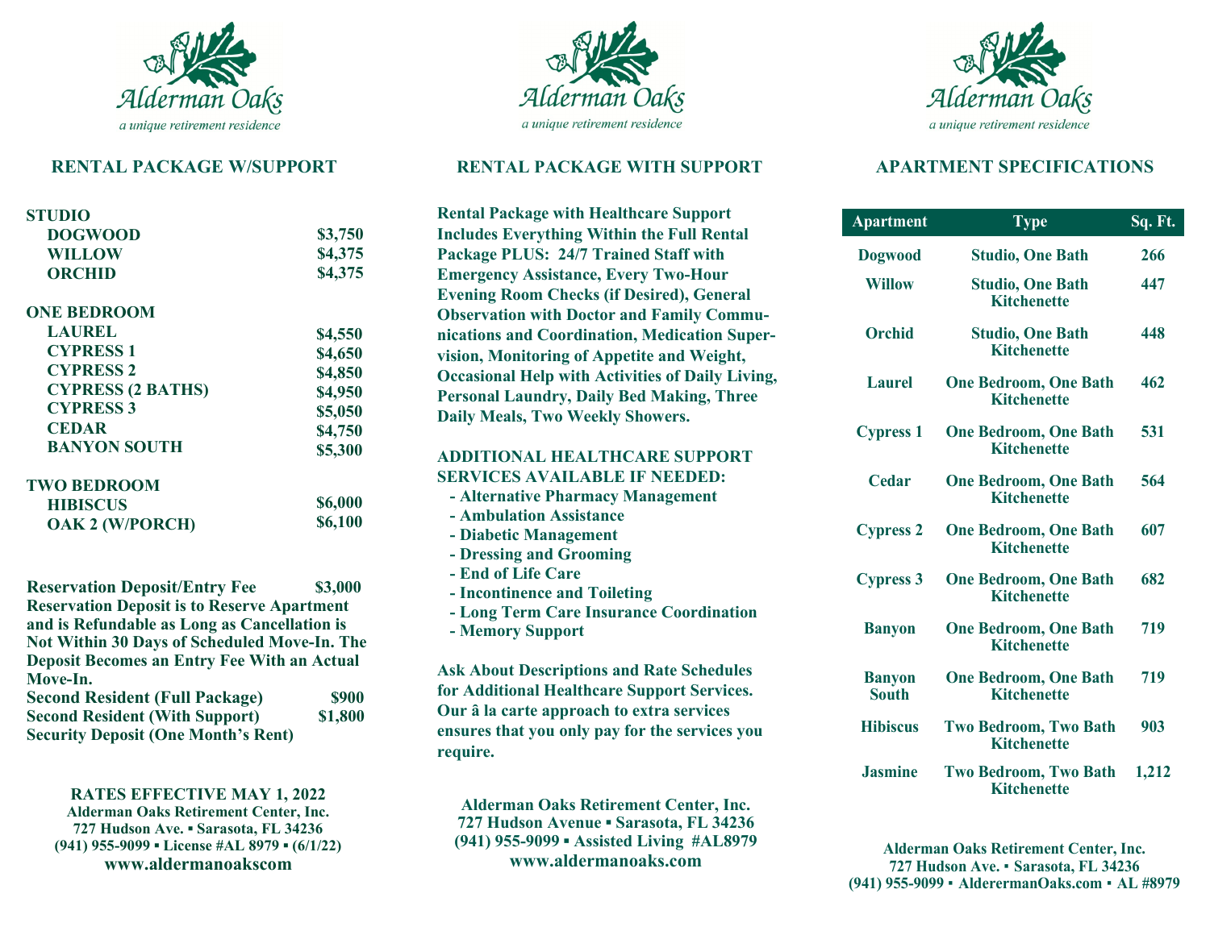Alderman Oaks

*a unique retirement residence*

## RENTAL PACKAGE W/SUPPORT

**STUDIO**

| | |
|---|---|
| DOGWOOD | $3,750 |
| WILLOW | $4,375 |
| ORCHID | $4,375 |

**ONE BEDROOM**

| | |
|---|---|
| LAUREL | $4,550 |
| CYPRESS 1 | $4,650 |
| CYPRESS 2 | $4,850 |
| CYPRESS (2 BATHS) | $4,950 |
| CYPRESS 3 | $5,050 |
| CEDAR | $4,750 |
| BANYON SOUTH | $5,300 |

**TWO BEDROOM**

| | |
|---|---|
| HIBISCUS | $6,000 |
| OAK 2 (W/PORCH) | $6,100 |

**Reservation Deposit/Entry Fee $3,000**
**Reservation Deposit is to Reserve Apartment and is Refundable as Long as Cancellation is Not Within 30 Days of Scheduled Move-In. The Deposit Becomes an Entry Fee With an Actual Move-In.**
**Second Resident (Full Package) $900**
**Second Resident (With Support) $1,800**
**Security Deposit (One Month's Rent)**

**RATES EFFECTIVE MAY 1, 2022**
**Alderman Oaks Retirement Center, Inc.**
**727 Hudson Ave. ▪ Sarasota, FL 34236**
**(941) 955-9099 ▪ License #AL 8979 ▪ (6/1/22)**
**www.aldermanoakscom**

Alderman Oaks

*a unique retirement residence*

## RENTAL PACKAGE WITH SUPPORT

**Rental Package with Healthcare Support Includes Everything Within the Full Rental Package PLUS: 24/7 Trained Staff with Emergency Assistance, Every Two-Hour Evening Room Checks (if Desired), General Observation with Doctor and Family Communications and Coordination, Medication Supervision, Monitoring of Appetite and Weight, Occasional Help with Activities of Daily Living, Personal Laundry, Daily Bed Making, Three Daily Meals, Two Weekly Showers.**

**ADDITIONAL HEALTHCARE SUPPORT SERVICES AVAILABLE IF NEEDED:**

- Alternative Pharmacy Management
- Ambulation Assistance
- Diabetic Management
- Dressing and Grooming
- End of Life Care
- Incontinence and Toileting
- Long Term Care Insurance Coordination
- Memory Support

**Ask About Descriptions and Rate Schedules for Additional Healthcare Support Services. Our â la carte approach to extra services ensures that you only pay for the services you require.**

**Alderman Oaks Retirement Center, Inc.**
**727 Hudson Avenue ▪ Sarasota, FL 34236**
**(941) 955-9099 ▪ Assisted Living #AL8979**
**www.aldermanoaks.com**

Alderman Oaks

*a unique retirement residence*

## APARTMENT SPECIFICATIONS

| Apartment | Type | Sq. Ft. |
|---|---|---|
| Dogwood | Studio, One Bath | 266 |
| Willow | Studio, One Bath Kitchenette | 447 |
| Orchid | Studio, One Bath Kitchenette | 448 |
| Laurel | One Bedroom, One Bath Kitchenette | 462 |
| Cypress 1 | One Bedroom, One Bath Kitchenette | 531 |
| Cedar | One Bedroom, One Bath Kitchenette | 564 |
| Cypress 2 | One Bedroom, One Bath Kitchenette | 607 |
| Cypress 3 | One Bedroom, One Bath Kitchenette | 682 |
| Banyon | One Bedroom, One Bath Kitchenette | 719 |
| Banyon South | One Bedroom, One Bath Kitchenette | 719 |
| Hibiscus | Two Bedroom, Two Bath Kitchenette | 903 |
| Jasmine | Two Bedroom, Two Bath Kitchenette | 1,212 |

**Alderman Oaks Retirement Center, Inc.**
**727 Hudson Ave. ▪ Sarasota, FL 34236**
**(941) 955-9099 ▪ AlderermanOaks.com ▪ AL #8979**